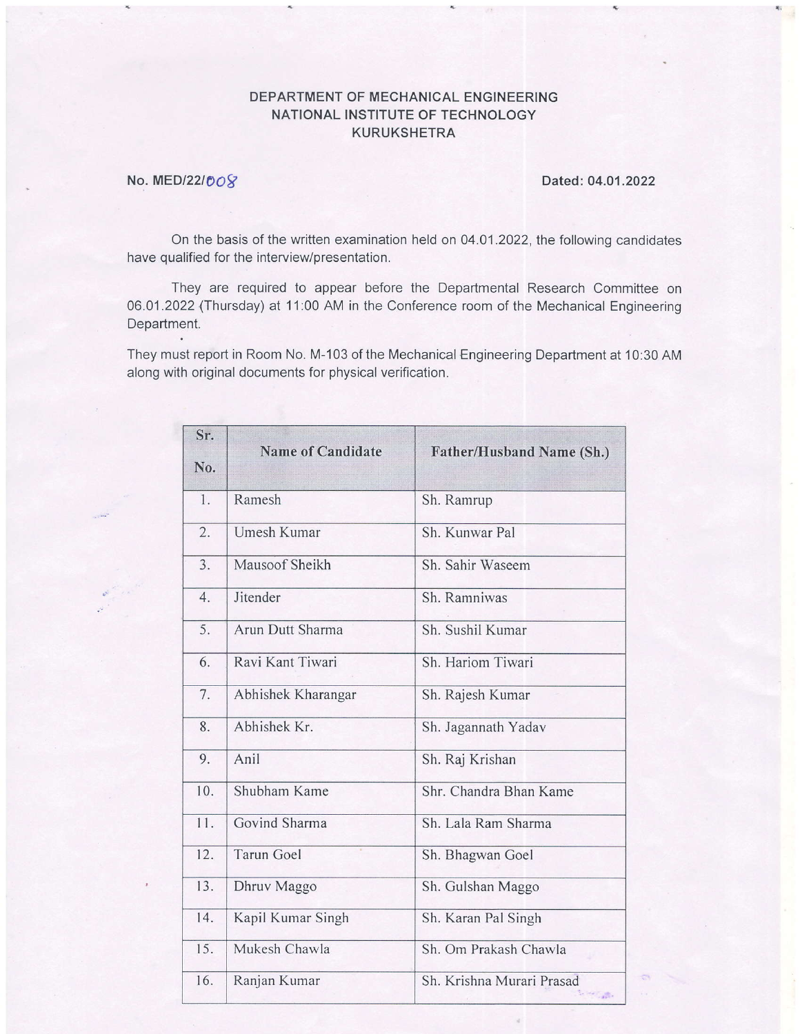# DEPARTMENT OF MECHANICAL ENGINEERING
# NATIONAL INSTITUTE OF TECHNOLOGY
# KURUKSHETRA

**No. MED/22/008** **Dated: 04.01.2022**

On the basis of the written examination held on 04.01.2022, the following candidates have qualified for the interview/presentation.

They are required to appear before the Departmental Research Committee on 06.01.2022 (Thursday) at 11:00 AM in the Conference room of the Mechanical Engineering Department.

They must report in Room No. M-103 of the Mechanical Engineering Department at 10:30 AM along with original documents for physical verification.

| Sr. No. | Name of Candidate | Father/Husband Name (Sh.) |
|---|---|---|
| 1. | Ramesh | Sh. Ramrup |
| 2. | Umesh Kumar | Sh. Kunwar Pal |
| 3. | Mausoof Sheikh | Sh. Sahir Waseem |
| 4. | Jitender | Sh. Ramniwas |
| 5. | Arun Dutt Sharma | Sh. Sushil Kumar |
| 6. | Ravi Kant Tiwari | Sh. Hariom Tiwari |
| 7. | Abhishek Kharangar | Sh. Rajesh Kumar |
| 8. | Abhishek Kr. | Sh. Jagannath Yadav |
| 9. | Anil | Sh. Raj Krishan |
| 10. | Shubham Kame | Shr. Chandra Bhan Kame |
| 11. | Govind Sharma | Sh. Lala Ram Sharma |
| 12. | Tarun Goel | Sh. Bhagwan Goel |
| 13. | Dhruv Maggo | Sh. Gulshan Maggo |
| 14. | Kapil Kumar Singh | Sh. Karan Pal Singh |
| 15. | Mukesh Chawla | Sh. Om Prakash Chawla |
| 16. | Ranjan Kumar | Sh. Krishna Murari Prasad |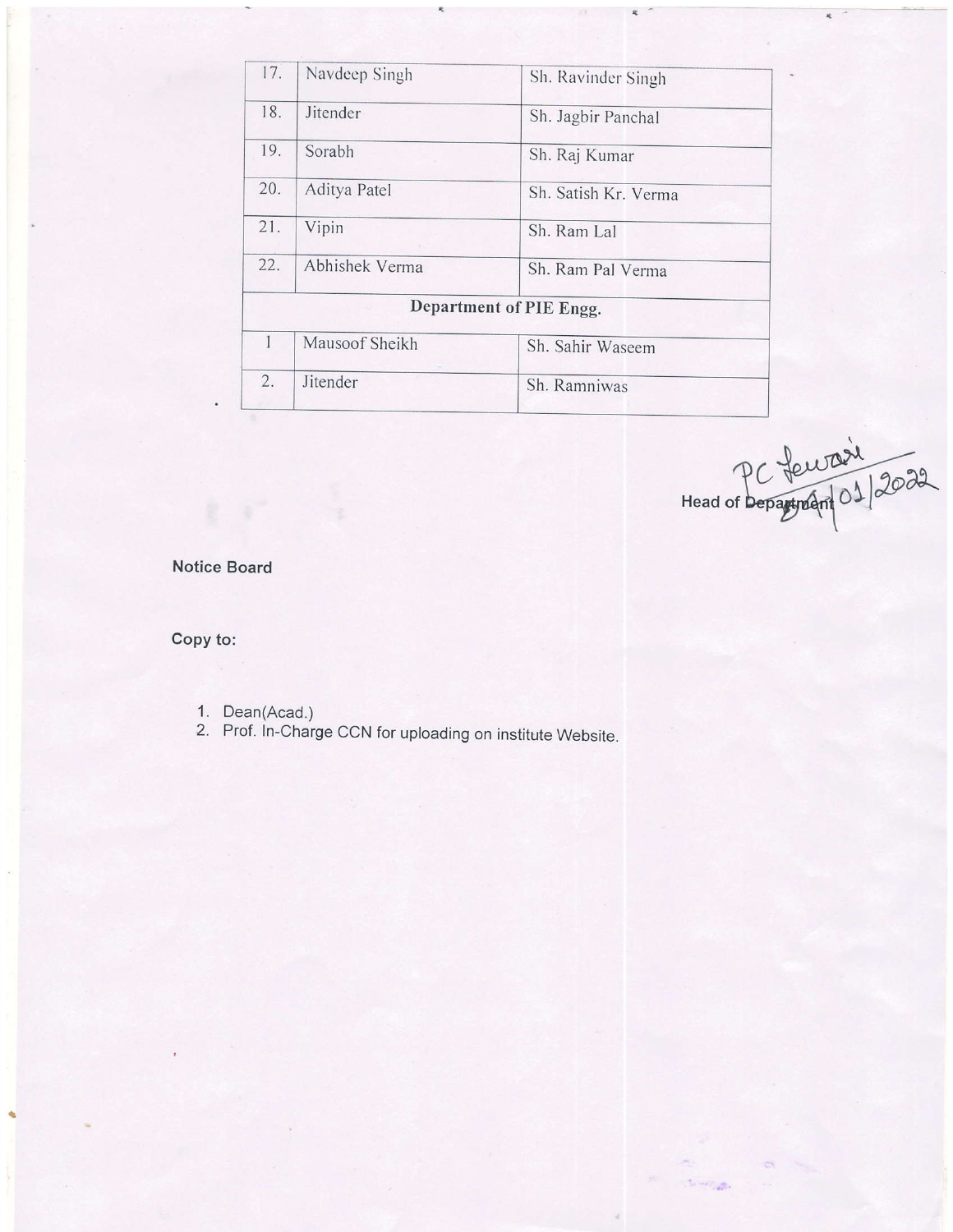| | | |
|---|---|---|
| 17. | Navdeep Singh | Sh. Ravinder Singh |
| 18. | Jitender | Sh. Jagbir Panchal |
| 19. | Sorabh | Sh. Raj Kumar |
| 20. | Aditya Patel | Sh. Satish Kr. Verma |
| 21. | Vipin | Sh. Ram Lal |
| 22. | Abhishek Verma | Sh. Ram Pal Verma |
| **Department of PIE Engg.** | | |
| 1 | Mausoof Sheikh | Sh. Sahir Waseem |
| 2. | Jitender | Sh. Ramniwas |

PC Tewari
24/01/2022
**Head of Department**

**Notice Board**

**Copy to:**

1. Dean(Acad.)
2. Prof. In-Charge CCN for uploading on institute Website.